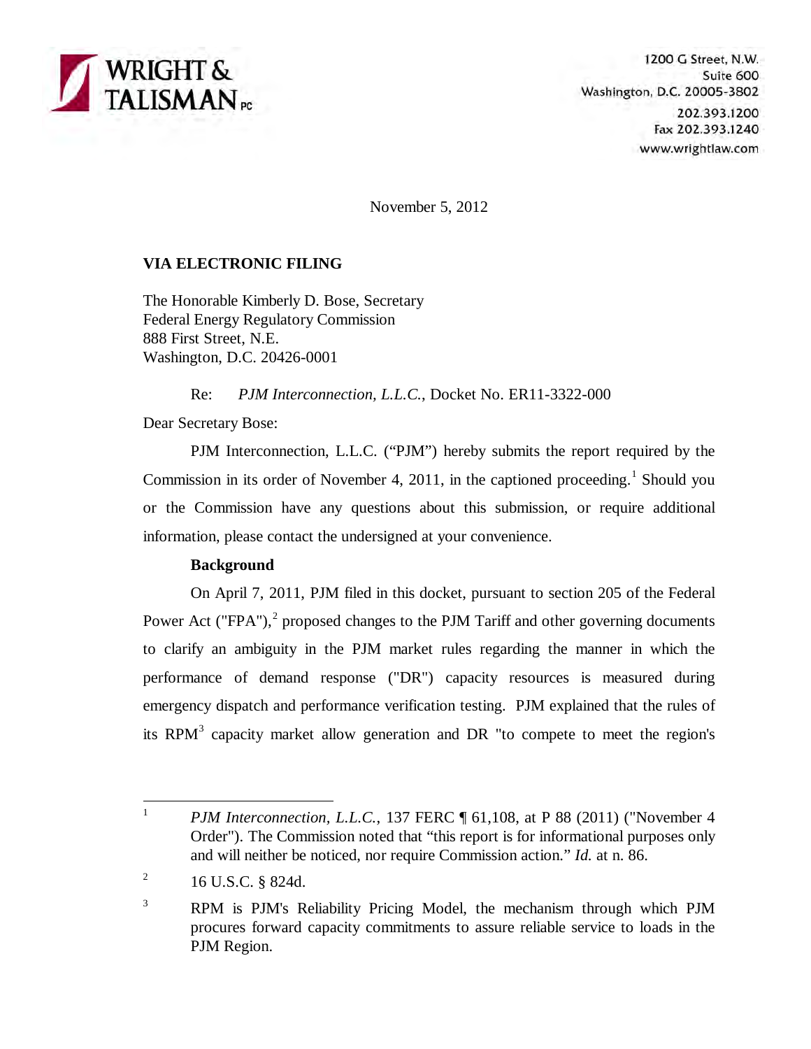**WRIGHT & TALISMAN PC**

1200 G Street, N.W.
Suite 600
Washington, D.C. 20005-3802
202.393.1200
Fax 202.393.1240
www.wrightlaw.com

November 5, 2012

**VIA ELECTRONIC FILING**

The Honorable Kimberly D. Bose, Secretary
Federal Energy Regulatory Commission
888 First Street, N.E.
Washington, D.C. 20426-0001

Re: *PJM Interconnection, L.L.C.*, Docket No. ER11-3322-000

Dear Secretary Bose:

PJM Interconnection, L.L.C. ("PJM") hereby submits the report required by the Commission in its order of November 4, 2011, in the captioned proceeding.[1] Should you or the Commission have any questions about this submission, or require additional information, please contact the undersigned at your convenience.

**Background**

On April 7, 2011, PJM filed in this docket, pursuant to section 205 of the Federal Power Act ("FPA"),[2] proposed changes to the PJM Tariff and other governing documents to clarify an ambiguity in the PJM market rules regarding the manner in which the performance of demand response ("DR") capacity resources is measured during emergency dispatch and performance verification testing. PJM explained that the rules of its RPM[3] capacity market allow generation and DR "to compete to meet the region's

---

[1] *PJM Interconnection, L.L.C.*, 137 FERC ¶ 61,108, at P 88 (2011) ("November 4 Order"). The Commission noted that "this report is for informational purposes only and will neither be noticed, nor require Commission action." *Id.* at n. 86.

[2] 16 U.S.C. § 824d.

[3] RPM is PJM's Reliability Pricing Model, the mechanism through which PJM procures forward capacity commitments to assure reliable service to loads in the PJM Region.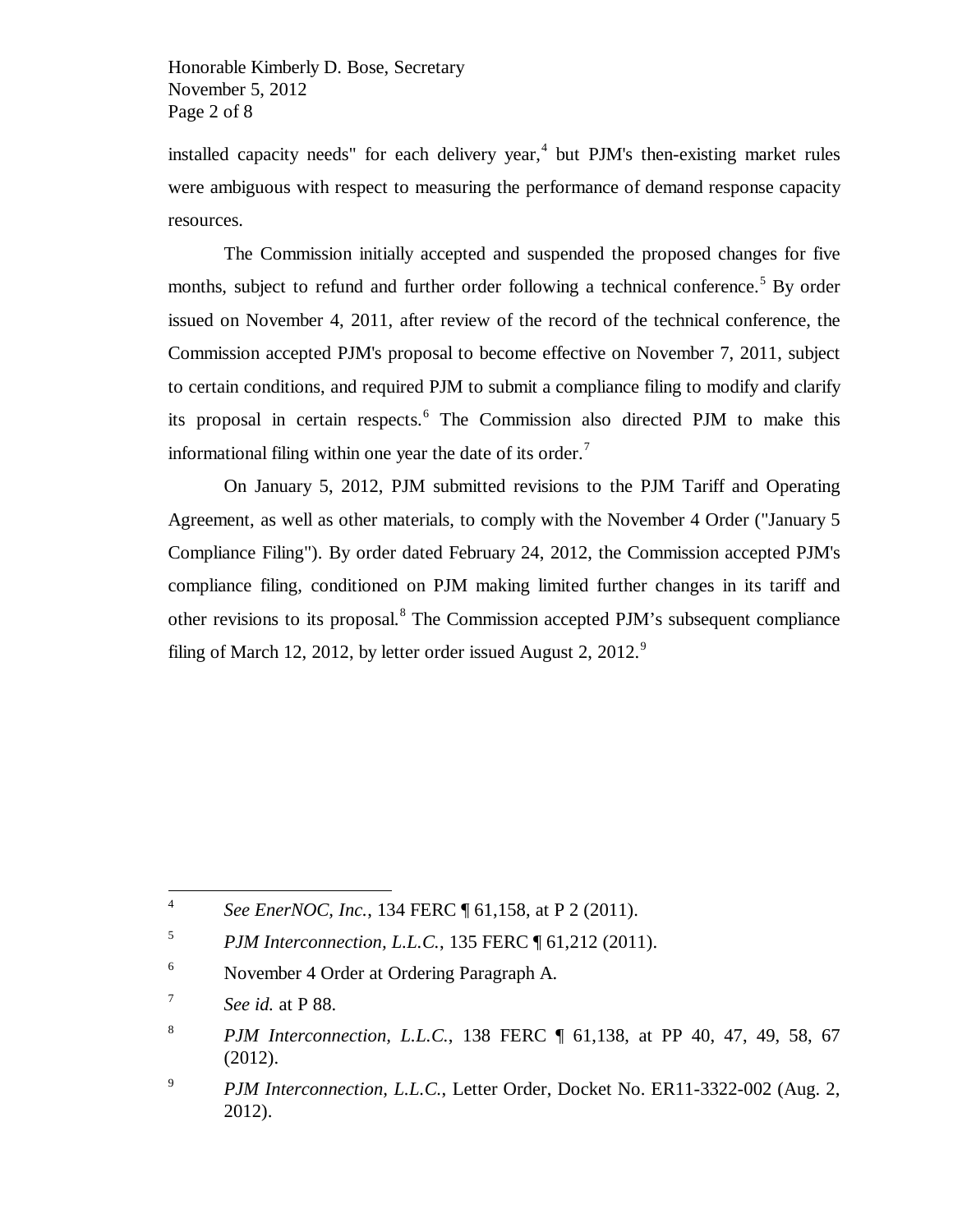installed capacity needs" for each delivery year,[4] but PJM's then-existing market rules were ambiguous with respect to measuring the performance of demand response capacity resources.

The Commission initially accepted and suspended the proposed changes for five months, subject to refund and further order following a technical conference.[5] By order issued on November 4, 2011, after review of the record of the technical conference, the Commission accepted PJM's proposal to become effective on November 7, 2011, subject to certain conditions, and required PJM to submit a compliance filing to modify and clarify its proposal in certain respects.[6] The Commission also directed PJM to make this informational filing within one year the date of its order.[7]

On January 5, 2012, PJM submitted revisions to the PJM Tariff and Operating Agreement, as well as other materials, to comply with the November 4 Order ("January 5 Compliance Filing"). By order dated February 24, 2012, the Commission accepted PJM's compliance filing, conditioned on PJM making limited further changes in its tariff and other revisions to its proposal.[8] The Commission accepted PJM's subsequent compliance filing of March 12, 2012, by letter order issued August 2, 2012.[9]

---

[4] *See EnerNOC, Inc.*, 134 FERC ¶ 61,158, at P 2 (2011).

[5] *PJM Interconnection, L.L.C.*, 135 FERC ¶ 61,212 (2011).

[6] November 4 Order at Ordering Paragraph A.

[7] *See id.* at P 88.

[8] *PJM Interconnection, L.L.C.*, 138 FERC ¶ 61,138, at PP 40, 47, 49, 58, 67 (2012).

[9] *PJM Interconnection, L.L.C.*, Letter Order, Docket No. ER11-3322-002 (Aug. 2, 2012).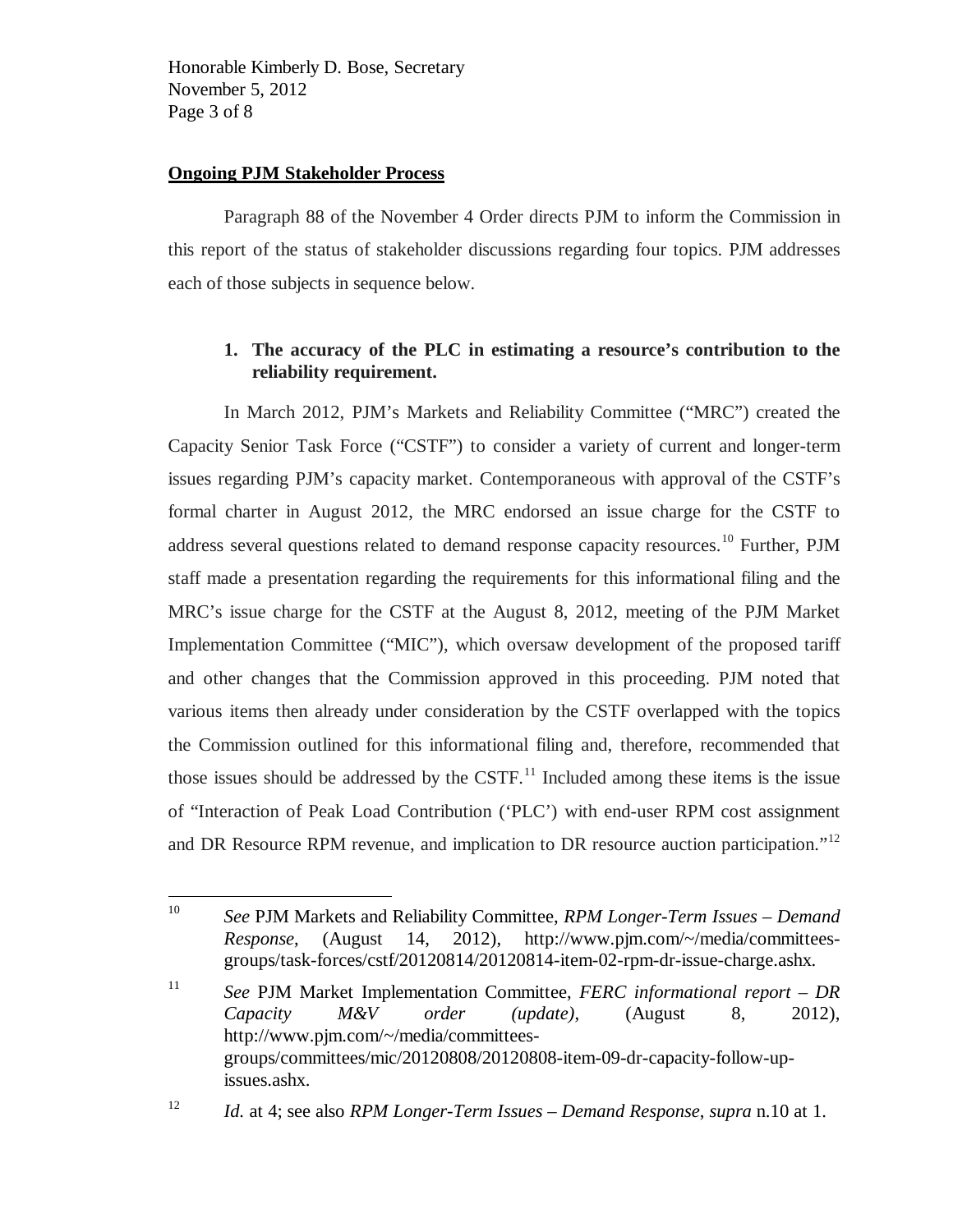## Ongoing PJM Stakeholder Process

Paragraph 88 of the November 4 Order directs PJM to inform the Commission in this report of the status of stakeholder discussions regarding four topics. PJM addresses each of those subjects in sequence below.

### 1. The accuracy of the PLC in estimating a resource's contribution to the reliability requirement.

In March 2012, PJM's Markets and Reliability Committee ("MRC") created the Capacity Senior Task Force ("CSTF") to consider a variety of current and longer-term issues regarding PJM's capacity market. Contemporaneous with approval of the CSTF's formal charter in August 2012, the MRC endorsed an issue charge for the CSTF to address several questions related to demand response capacity resources.[10] Further, PJM staff made a presentation regarding the requirements for this informational filing and the MRC's issue charge for the CSTF at the August 8, 2012, meeting of the PJM Market Implementation Committee ("MIC"), which oversaw development of the proposed tariff and other changes that the Commission approved in this proceeding. PJM noted that various items then already under consideration by the CSTF overlapped with the topics the Commission outlined for this informational filing and, therefore, recommended that those issues should be addressed by the CSTF.[11] Included among these items is the issue of "Interaction of Peak Load Contribution ('PLC') with end-user RPM cost assignment and DR Resource RPM revenue, and implication to DR resource auction participation."[12]

---

[10] *See* PJM Markets and Reliability Committee, *RPM Longer-Term Issues – Demand Response*, (August 14, 2012), http://www.pjm.com/~/media/committees-groups/task-forces/cstf/20120814/20120814-item-02-rpm-dr-issue-charge.ashx.

[11] *See* PJM Market Implementation Committee, *FERC informational report – DR Capacity M&V order (update)*, (August 8, 2012), http://www.pjm.com/~/media/committees-groups/committees/mic/20120808/20120808-item-09-dr-capacity-follow-up-issues.ashx.

[12] *Id.* at 4; see also *RPM Longer-Term Issues – Demand Response*, *supra* n.10 at 1.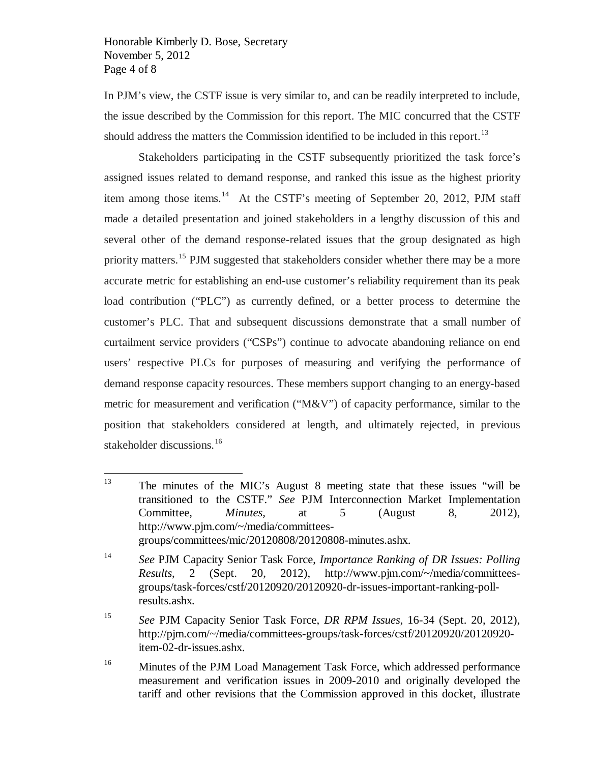In PJM's view, the CSTF issue is very similar to, and can be readily interpreted to include, the issue described by the Commission for this report. The MIC concurred that the CSTF should address the matters the Commission identified to be included in this report.[13]

Stakeholders participating in the CSTF subsequently prioritized the task force's assigned issues related to demand response, and ranked this issue as the highest priority item among those items.[14] At the CSTF's meeting of September 20, 2012, PJM staff made a detailed presentation and joined stakeholders in a lengthy discussion of this and several other of the demand response-related issues that the group designated as high priority matters.[15] PJM suggested that stakeholders consider whether there may be a more accurate metric for establishing an end-use customer's reliability requirement than its peak load contribution ("PLC") as currently defined, or a better process to determine the customer's PLC. That and subsequent discussions demonstrate that a small number of curtailment service providers ("CSPs") continue to advocate abandoning reliance on end users' respective PLCs for purposes of measuring and verifying the performance of demand response capacity resources. These members support changing to an energy-based metric for measurement and verification ("M&V") of capacity performance, similar to the position that stakeholders considered at length, and ultimately rejected, in previous stakeholder discussions.[16]

---

[13] The minutes of the MIC's August 8 meeting state that these issues "will be transitioned to the CSTF." *See* PJM Interconnection Market Implementation Committee, *Minutes*, at 5 (August 8, 2012), http://www.pjm.com/~/media/committees-groups/committees/mic/20120808/20120808-minutes.ashx.

[14] *See* PJM Capacity Senior Task Force, *Importance Ranking of DR Issues: Polling Results*, 2 (Sept. 20, 2012), http://www.pjm.com/~/media/committees-groups/task-forces/cstf/20120920/20120920-dr-issues-important-ranking-poll-results.ashx.

[15] *See* PJM Capacity Senior Task Force, *DR RPM Issues*, 16-34 (Sept. 20, 2012), http://pjm.com/~/media/committees-groups/task-forces/cstf/20120920/20120920-item-02-dr-issues.ashx.

[16] Minutes of the PJM Load Management Task Force, which addressed performance measurement and verification issues in 2009-2010 and originally developed the tariff and other revisions that the Commission approved in this docket, illustrate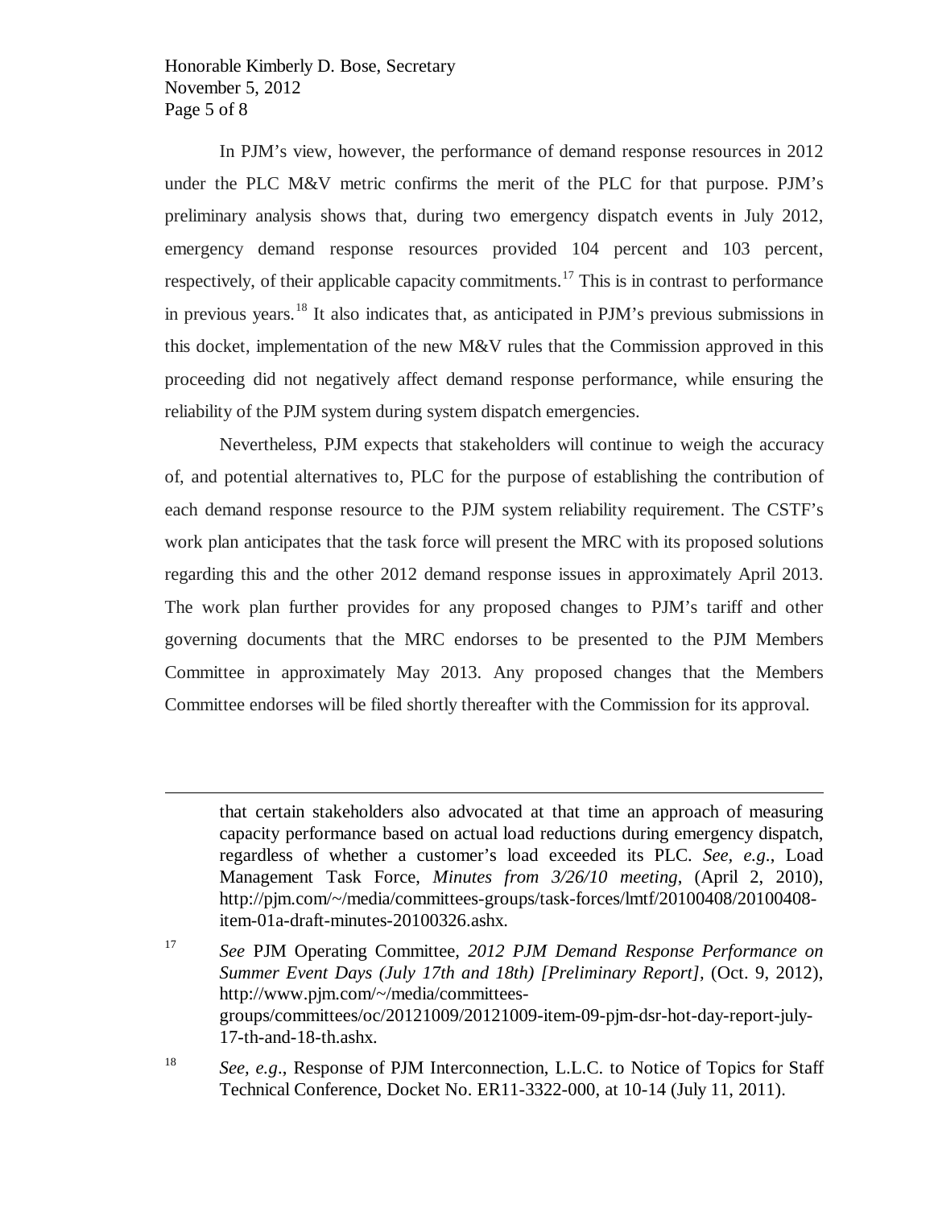In PJM's view, however, the performance of demand response resources in 2012 under the PLC M&V metric confirms the merit of the PLC for that purpose. PJM's preliminary analysis shows that, during two emergency dispatch events in July 2012, emergency demand response resources provided 104 percent and 103 percent, respectively, of their applicable capacity commitments.[17] This is in contrast to performance in previous years.[18] It also indicates that, as anticipated in PJM's previous submissions in this docket, implementation of the new M&V rules that the Commission approved in this proceeding did not negatively affect demand response performance, while ensuring the reliability of the PJM system during system dispatch emergencies.

Nevertheless, PJM expects that stakeholders will continue to weigh the accuracy of, and potential alternatives to, PLC for the purpose of establishing the contribution of each demand response resource to the PJM system reliability requirement. The CSTF's work plan anticipates that the task force will present the MRC with its proposed solutions regarding this and the other 2012 demand response issues in approximately April 2013. The work plan further provides for any proposed changes to PJM's tariff and other governing documents that the MRC endorses to be presented to the PJM Members Committee in approximately May 2013. Any proposed changes that the Members Committee endorses will be filed shortly thereafter with the Commission for its approval.

---

that certain stakeholders also advocated at that time an approach of measuring capacity performance based on actual load reductions during emergency dispatch, regardless of whether a customer's load exceeded its PLC. *See, e.g.*, Load Management Task Force, *Minutes from 3/26/10 meeting*, (April 2, 2010), http://pjm.com/~/media/committees-groups/task-forces/lmtf/20100408/20100408-item-01a-draft-minutes-20100326.ashx.

[17] *See* PJM Operating Committee, *2012 PJM Demand Response Performance on Summer Event Days (July 17th and 18th) [Preliminary Report]*, (Oct. 9, 2012), http://www.pjm.com/~/media/committees-groups/committees/oc/20121009/20121009-item-09-pjm-dsr-hot-day-report-july-17-th-and-18-th.ashx.

[18] *See, e.g.*, Response of PJM Interconnection, L.L.C. to Notice of Topics for Staff Technical Conference, Docket No. ER11-3322-000, at 10-14 (July 11, 2011).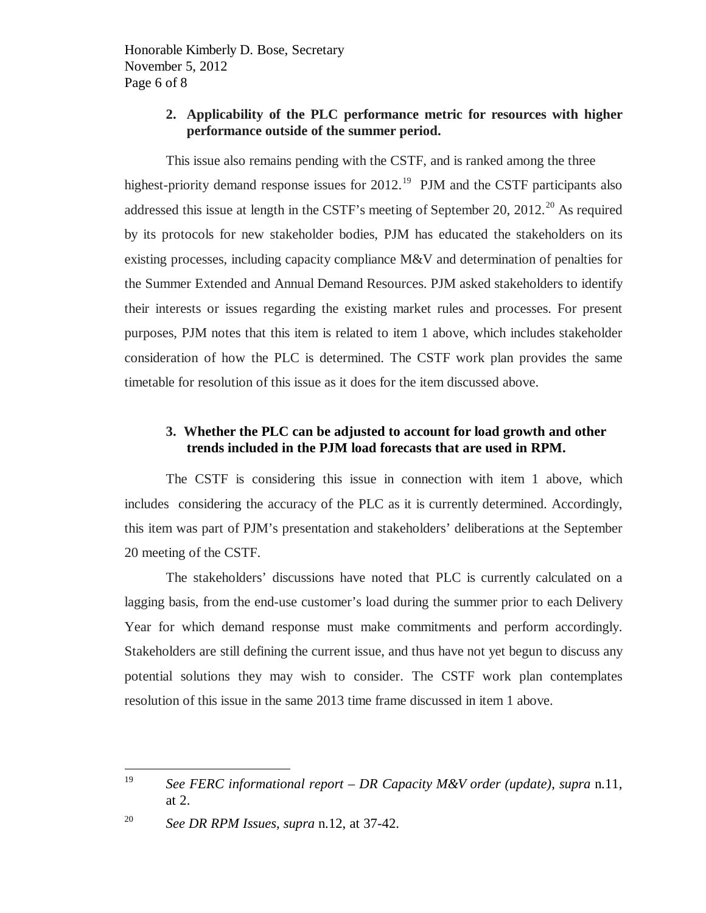**2. Applicability of the PLC performance metric for resources with higher performance outside of the summer period.**

This issue also remains pending with the CSTF, and is ranked among the three highest-priority demand response issues for 2012.[19] PJM and the CSTF participants also addressed this issue at length in the CSTF's meeting of September 20, 2012.[20] As required by its protocols for new stakeholder bodies, PJM has educated the stakeholders on its existing processes, including capacity compliance M&V and determination of penalties for the Summer Extended and Annual Demand Resources. PJM asked stakeholders to identify their interests or issues regarding the existing market rules and processes. For present purposes, PJM notes that this item is related to item 1 above, which includes stakeholder consideration of how the PLC is determined. The CSTF work plan provides the same timetable for resolution of this issue as it does for the item discussed above.

**3. Whether the PLC can be adjusted to account for load growth and other trends included in the PJM load forecasts that are used in RPM.**

The CSTF is considering this issue in connection with item 1 above, which includes considering the accuracy of the PLC as it is currently determined. Accordingly, this item was part of PJM's presentation and stakeholders' deliberations at the September 20 meeting of the CSTF.

The stakeholders' discussions have noted that PLC is currently calculated on a lagging basis, from the end-use customer's load during the summer prior to each Delivery Year for which demand response must make commitments and perform accordingly. Stakeholders are still defining the current issue, and thus have not yet begun to discuss any potential solutions they may wish to consider. The CSTF work plan contemplates resolution of this issue in the same 2013 time frame discussed in item 1 above.

---

[19] *See FERC informational report – DR Capacity M&V order (update)*, *supra* n.11, at 2.

[20] *See DR RPM Issues*, *supra* n.12, at 37-42.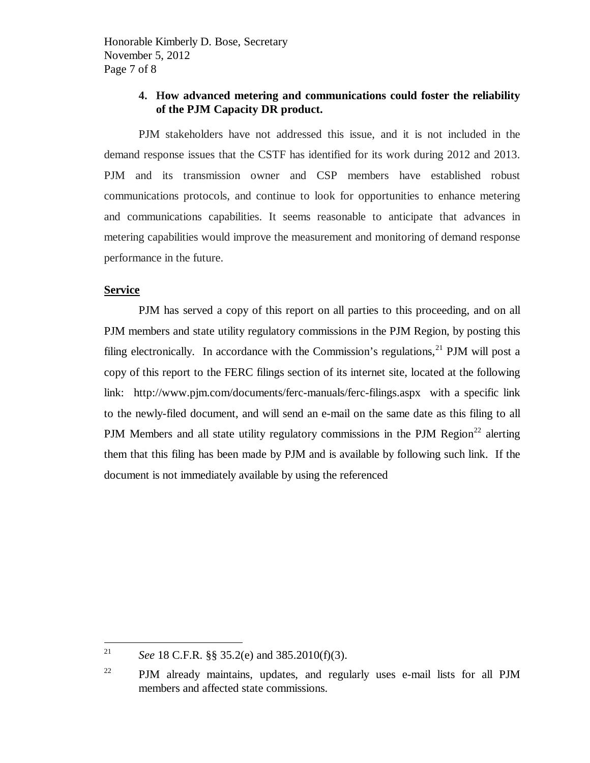**4. How advanced metering and communications could foster the reliability of the PJM Capacity DR product.**

PJM stakeholders have not addressed this issue, and it is not included in the demand response issues that the CSTF has identified for its work during 2012 and 2013. PJM and its transmission owner and CSP members have established robust communications protocols, and continue to look for opportunities to enhance metering and communications capabilities. It seems reasonable to anticipate that advances in metering capabilities would improve the measurement and monitoring of demand response performance in the future.

**Service**

PJM has served a copy of this report on all parties to this proceeding, and on all PJM members and state utility regulatory commissions in the PJM Region, by posting this filing electronically. In accordance with the Commission's regulations,[21] PJM will post a copy of this report to the FERC filings section of its internet site, located at the following link: http://www.pjm.com/documents/ferc-manuals/ferc-filings.aspx with a specific link to the newly-filed document, and will send an e-mail on the same date as this filing to all PJM Members and all state utility regulatory commissions in the PJM Region[22] alerting them that this filing has been made by PJM and is available by following such link. If the document is not immediately available by using the referenced

---

[21] *See* 18 C.F.R. §§ 35.2(e) and 385.2010(f)(3).

[22] PJM already maintains, updates, and regularly uses e-mail lists for all PJM members and affected state commissions.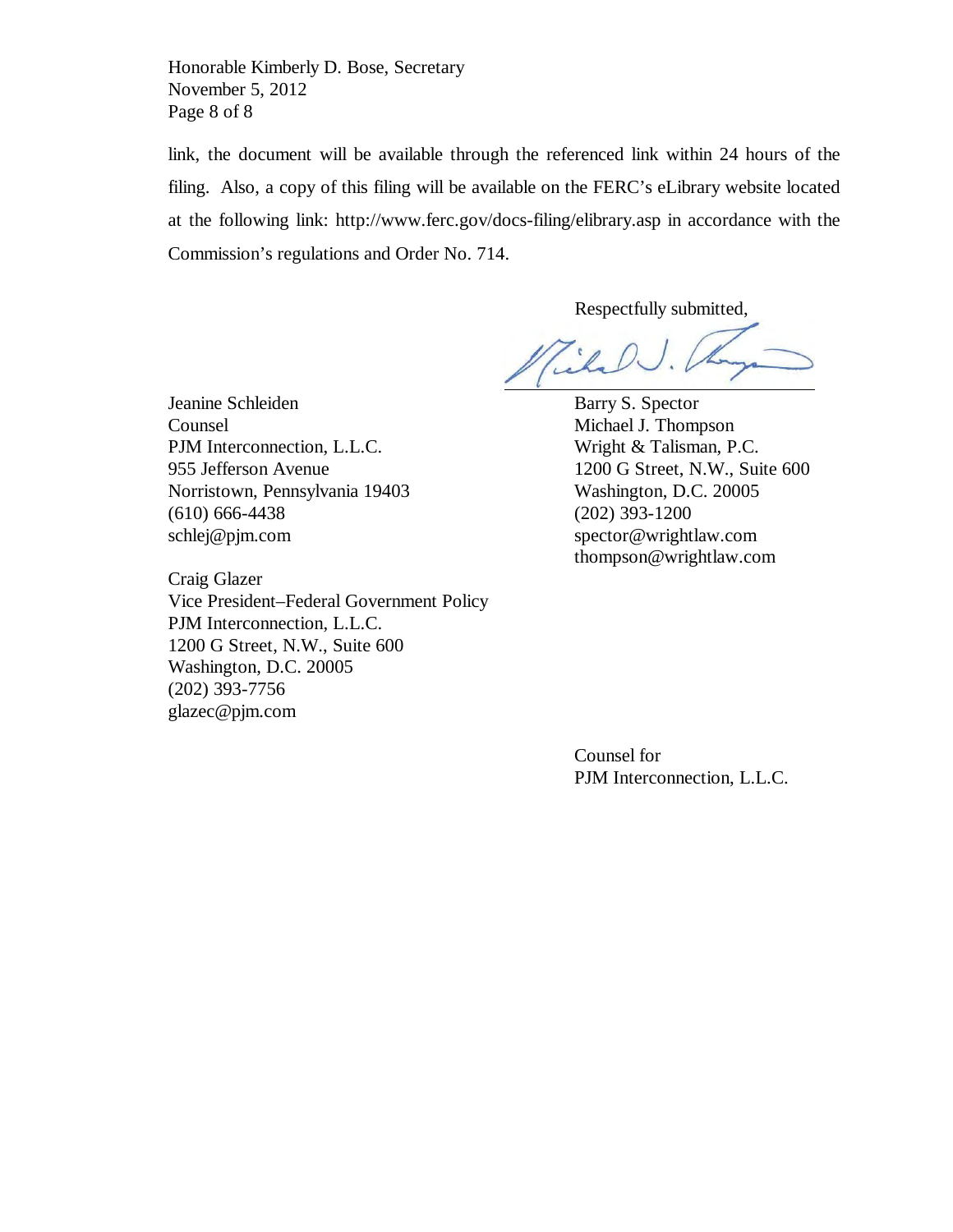link, the document will be available through the referenced link within 24 hours of the filing. Also, a copy of this filing will be available on the FERC's eLibrary website located at the following link: http://www.ferc.gov/docs-filing/elibrary.asp in accordance with the Commission's regulations and Order No. 714.

Respectfully submitted,

Barry S. Spector  
Michael J. Thompson  
Wright & Talisman, P.C.  
1200 G Street, N.W., Suite 600  
Washington, D.C. 20005  
(202) 393-1200  
spector@wrightlaw.com  
thompson@wrightlaw.com

Jeanine Schleiden  
Counsel  
PJM Interconnection, L.L.C.  
955 Jefferson Avenue  
Norristown, Pennsylvania 19403  
(610) 666-4438  
schlej@pjm.com

Craig Glazer  
Vice President–Federal Government Policy  
PJM Interconnection, L.L.C.  
1200 G Street, N.W., Suite 600  
Washington, D.C. 20005  
(202) 393-7756  
glazec@pjm.com

Counsel for  
PJM Interconnection, L.L.C.